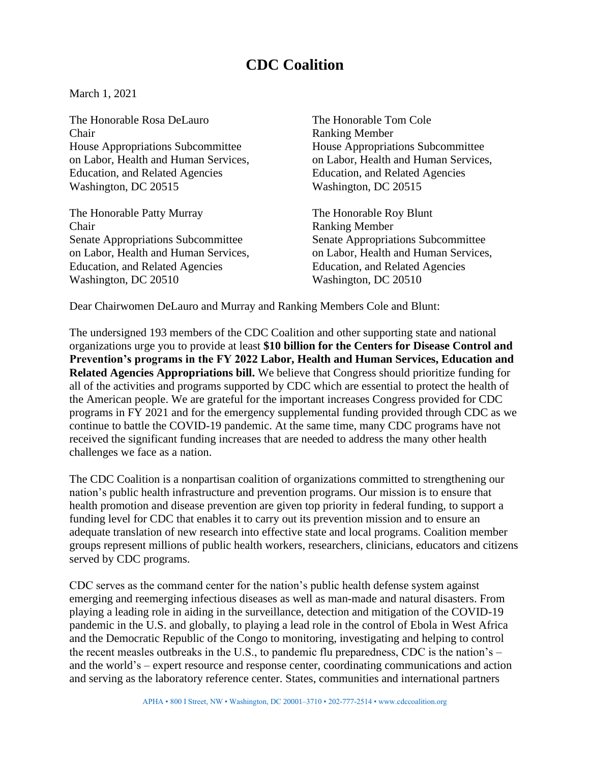# CDC Coalition

March 1, 2021

The Honorable Rosa DeLauro
Chair
House Appropriations Subcommittee
on Labor, Health and Human Services,
Education, and Related Agencies
Washington, DC 20515

The Honorable Tom Cole
Ranking Member
House Appropriations Subcommittee
on Labor, Health and Human Services,
Education, and Related Agencies
Washington, DC 20515

The Honorable Patty Murray
Chair
Senate Appropriations Subcommittee
on Labor, Health and Human Services,
Education, and Related Agencies
Washington, DC 20510

The Honorable Roy Blunt
Ranking Member
Senate Appropriations Subcommittee
on Labor, Health and Human Services,
Education, and Related Agencies
Washington, DC 20510

Dear Chairwomen DeLauro and Murray and Ranking Members Cole and Blunt:

The undersigned 193 members of the CDC Coalition and other supporting state and national organizations urge you to provide at least **$10 billion for the Centers for Disease Control and Prevention's programs in the FY 2022 Labor, Health and Human Services, Education and Related Agencies Appropriations bill.** We believe that Congress should prioritize funding for all of the activities and programs supported by CDC which are essential to protect the health of the American people. We are grateful for the important increases Congress provided for CDC programs in FY 2021 and for the emergency supplemental funding provided through CDC as we continue to battle the COVID-19 pandemic. At the same time, many CDC programs have not received the significant funding increases that are needed to address the many other health challenges we face as a nation.

The CDC Coalition is a nonpartisan coalition of organizations committed to strengthening our nation's public health infrastructure and prevention programs. Our mission is to ensure that health promotion and disease prevention are given top priority in federal funding, to support a funding level for CDC that enables it to carry out its prevention mission and to ensure an adequate translation of new research into effective state and local programs. Coalition member groups represent millions of public health workers, researchers, clinicians, educators and citizens served by CDC programs.

CDC serves as the command center for the nation's public health defense system against emerging and reemerging infectious diseases as well as man-made and natural disasters. From playing a leading role in aiding in the surveillance, detection and mitigation of the COVID-19 pandemic in the U.S. and globally, to playing a lead role in the control of Ebola in West Africa and the Democratic Republic of the Congo to monitoring, investigating and helping to control the recent measles outbreaks in the U.S., to pandemic flu preparedness, CDC is the nation's – and the world's – expert resource and response center, coordinating communications and action and serving as the laboratory reference center. States, communities and international partners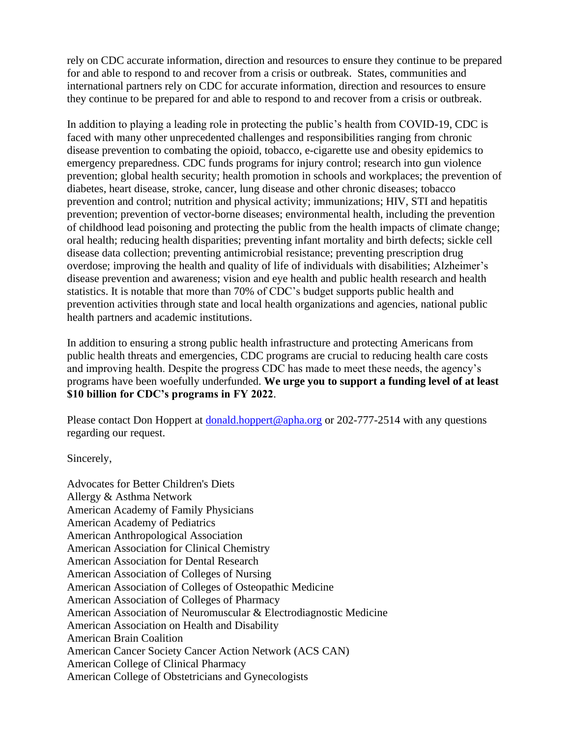rely on CDC accurate information, direction and resources to ensure they continue to be prepared for and able to respond to and recover from a crisis or outbreak. States, communities and international partners rely on CDC for accurate information, direction and resources to ensure they continue to be prepared for and able to respond to and recover from a crisis or outbreak.

In addition to playing a leading role in protecting the public's health from COVID-19, CDC is faced with many other unprecedented challenges and responsibilities ranging from chronic disease prevention to combating the opioid, tobacco, e-cigarette use and obesity epidemics to emergency preparedness. CDC funds programs for injury control; research into gun violence prevention; global health security; health promotion in schools and workplaces; the prevention of diabetes, heart disease, stroke, cancer, lung disease and other chronic diseases; tobacco prevention and control; nutrition and physical activity; immunizations; HIV, STI and hepatitis prevention; prevention of vector-borne diseases; environmental health, including the prevention of childhood lead poisoning and protecting the public from the health impacts of climate change; oral health; reducing health disparities; preventing infant mortality and birth defects; sickle cell disease data collection; preventing antimicrobial resistance; preventing prescription drug overdose; improving the health and quality of life of individuals with disabilities; Alzheimer's disease prevention and awareness; vision and eye health and public health research and health statistics. It is notable that more than 70% of CDC's budget supports public health and prevention activities through state and local health organizations and agencies, national public health partners and academic institutions.

In addition to ensuring a strong public health infrastructure and protecting Americans from public health threats and emergencies, CDC programs are crucial to reducing health care costs and improving health. Despite the progress CDC has made to meet these needs, the agency's programs have been woefully underfunded. **We urge you to support a funding level of at least $10 billion for CDC's programs in FY 2022**.

Please contact Don Hoppert at donald.hoppert@apha.org or 202-777-2514 with any questions regarding our request.

Sincerely,

Advocates for Better Children's Diets
Allergy & Asthma Network
American Academy of Family Physicians
American Academy of Pediatrics
American Anthropological Association
American Association for Clinical Chemistry
American Association for Dental Research
American Association of Colleges of Nursing
American Association of Colleges of Osteopathic Medicine
American Association of Colleges of Pharmacy
American Association of Neuromuscular & Electrodiagnostic Medicine
American Association on Health and Disability
American Brain Coalition
American Cancer Society Cancer Action Network (ACS CAN)
American College of Clinical Pharmacy
American College of Obstetricians and Gynecologists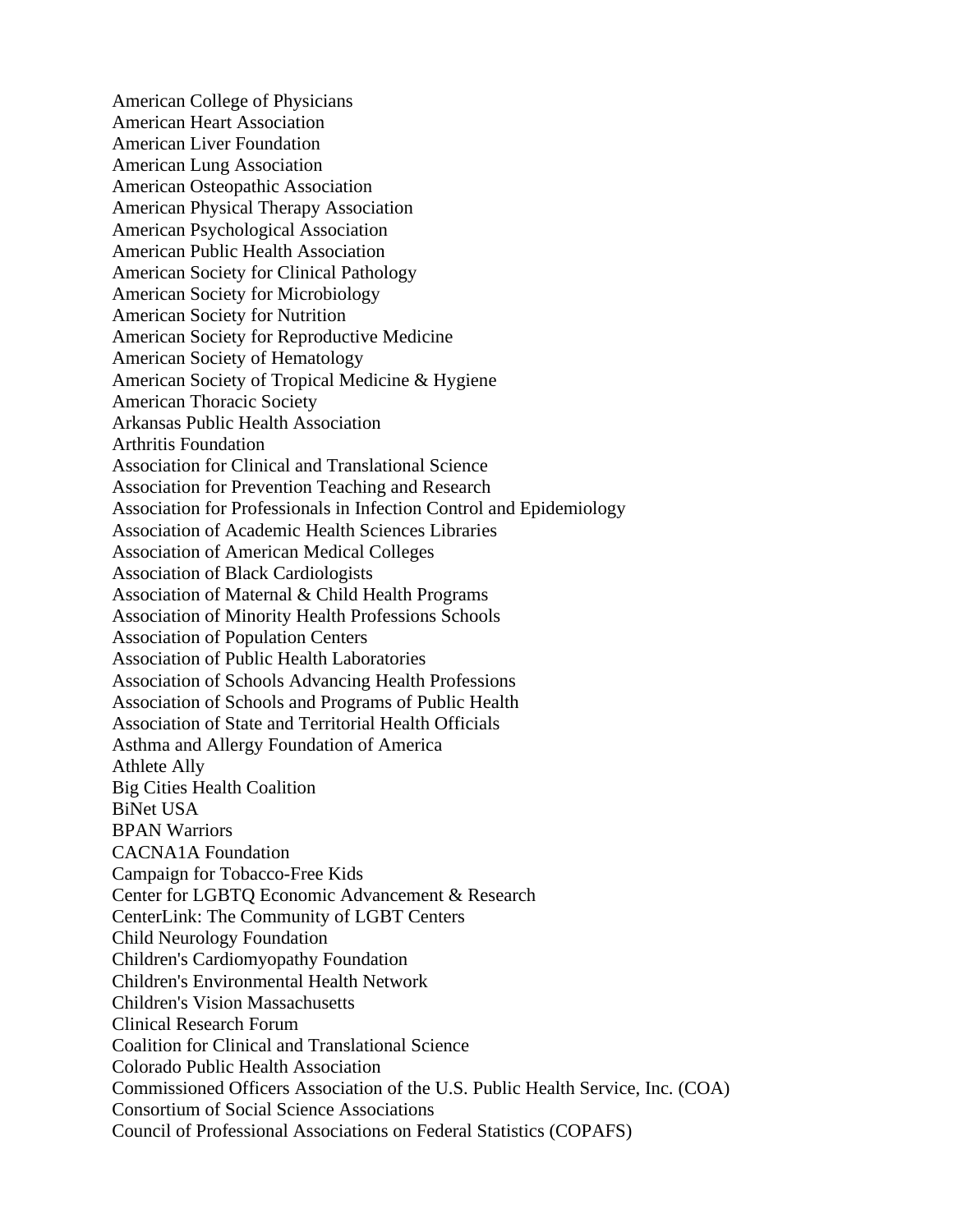American College of Physicians
American Heart Association
American Liver Foundation
American Lung Association
American Osteopathic Association
American Physical Therapy Association
American Psychological Association
American Public Health Association
American Society for Clinical Pathology
American Society for Microbiology
American Society for Nutrition
American Society for Reproductive Medicine
American Society of Hematology
American Society of Tropical Medicine & Hygiene
American Thoracic Society
Arkansas Public Health Association
Arthritis Foundation
Association for Clinical and Translational Science
Association for Prevention Teaching and Research
Association for Professionals in Infection Control and Epidemiology
Association of Academic Health Sciences Libraries
Association of American Medical Colleges
Association of Black Cardiologists
Association of Maternal & Child Health Programs
Association of Minority Health Professions Schools
Association of Population Centers
Association of Public Health Laboratories
Association of Schools Advancing Health Professions
Association of Schools and Programs of Public Health
Association of State and Territorial Health Officials
Asthma and Allergy Foundation of America
Athlete Ally
Big Cities Health Coalition
BiNet USA
BPAN Warriors
CACNA1A Foundation
Campaign for Tobacco-Free Kids
Center for LGBTQ Economic Advancement & Research
CenterLink: The Community of LGBT Centers
Child Neurology Foundation
Children's Cardiomyopathy Foundation
Children's Environmental Health Network
Children's Vision Massachusetts
Clinical Research Forum
Coalition for Clinical and Translational Science
Colorado Public Health Association
Commissioned Officers Association of the U.S. Public Health Service, Inc. (COA)
Consortium of Social Science Associations
Council of Professional Associations on Federal Statistics (COPAFS)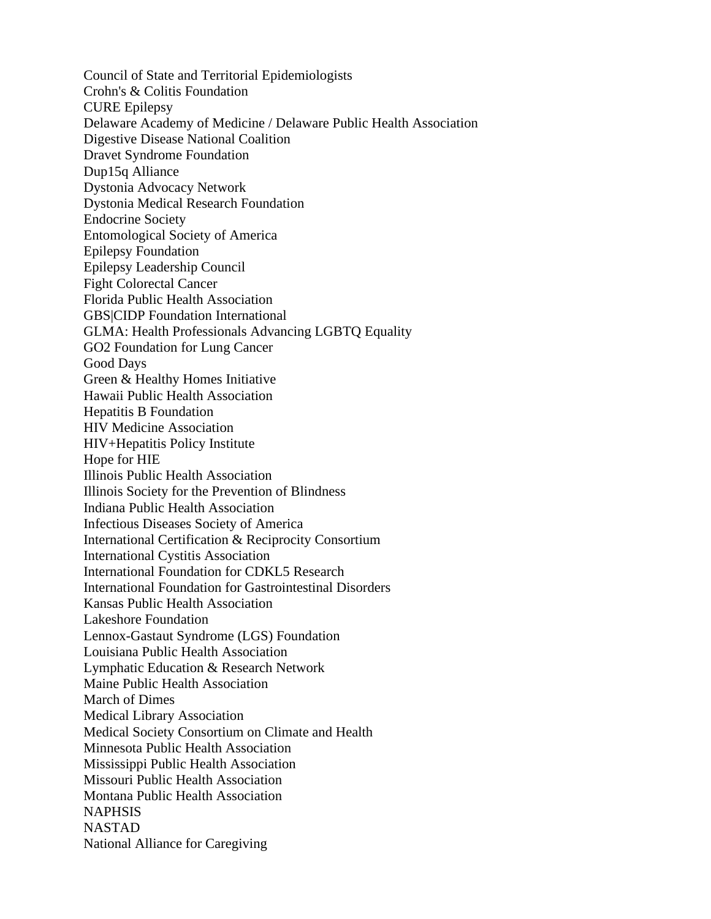Council of State and Territorial Epidemiologists
Crohn's & Colitis Foundation
CURE Epilepsy
Delaware Academy of Medicine / Delaware Public Health Association
Digestive Disease National Coalition
Dravet Syndrome Foundation
Dup15q Alliance
Dystonia Advocacy Network
Dystonia Medical Research Foundation
Endocrine Society
Entomological Society of America
Epilepsy Foundation
Epilepsy Leadership Council
Fight Colorectal Cancer
Florida Public Health Association
GBS|CIDP Foundation International
GLMA: Health Professionals Advancing LGBTQ Equality
GO2 Foundation for Lung Cancer
Good Days
Green & Healthy Homes Initiative
Hawaii Public Health Association
Hepatitis B Foundation
HIV Medicine Association
HIV+Hepatitis Policy Institute
Hope for HIE
Illinois Public Health Association
Illinois Society for the Prevention of Blindness
Indiana Public Health Association
Infectious Diseases Society of America
International Certification & Reciprocity Consortium
International Cystitis Association
International Foundation for CDKL5 Research
International Foundation for Gastrointestinal Disorders
Kansas Public Health Association
Lakeshore Foundation
Lennox-Gastaut Syndrome (LGS) Foundation
Louisiana Public Health Association
Lymphatic Education & Research Network
Maine Public Health Association
March of Dimes
Medical Library Association
Medical Society Consortium on Climate and Health
Minnesota Public Health Association
Mississippi Public Health Association
Missouri Public Health Association
Montana Public Health Association
NAPHSIS
NASTAD
National Alliance for Caregiving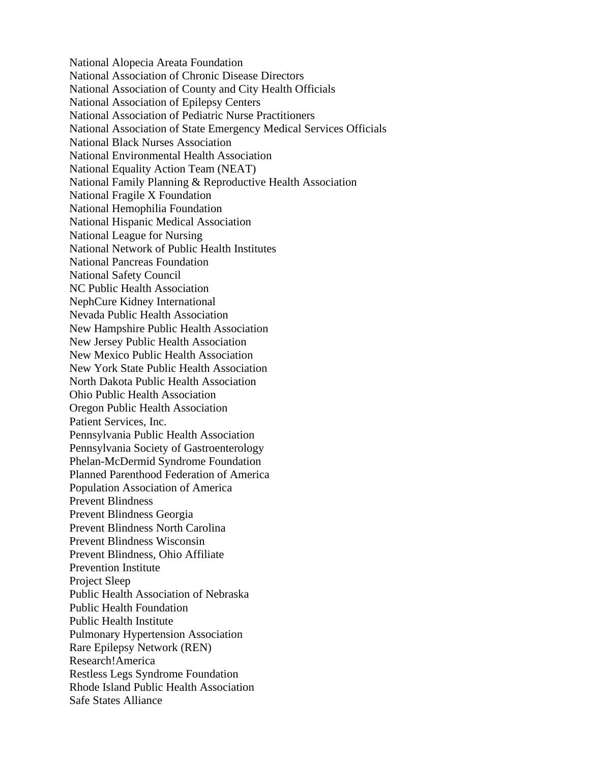National Alopecia Areata Foundation
National Association of Chronic Disease Directors
National Association of County and City Health Officials
National Association of Epilepsy Centers
National Association of Pediatric Nurse Practitioners
National Association of State Emergency Medical Services Officials
National Black Nurses Association
National Environmental Health Association
National Equality Action Team (NEAT)
National Family Planning & Reproductive Health Association
National Fragile X Foundation
National Hemophilia Foundation
National Hispanic Medical Association
National League for Nursing
National Network of Public Health Institutes
National Pancreas Foundation
National Safety Council
NC Public Health Association
NephCure Kidney International
Nevada Public Health Association
New Hampshire Public Health Association
New Jersey Public Health Association
New Mexico Public Health Association
New York State Public Health Association
North Dakota Public Health Association
Ohio Public Health Association
Oregon Public Health Association
Patient Services, Inc.
Pennsylvania Public Health Association
Pennsylvania Society of Gastroenterology
Phelan-McDermid Syndrome Foundation
Planned Parenthood Federation of America
Population Association of America
Prevent Blindness
Prevent Blindness Georgia
Prevent Blindness North Carolina
Prevent Blindness Wisconsin
Prevent Blindness, Ohio Affiliate
Prevention Institute
Project Sleep
Public Health Association of Nebraska
Public Health Foundation
Public Health Institute
Pulmonary Hypertension Association
Rare Epilepsy Network (REN)
Research!America
Restless Legs Syndrome Foundation
Rhode Island Public Health Association
Safe States Alliance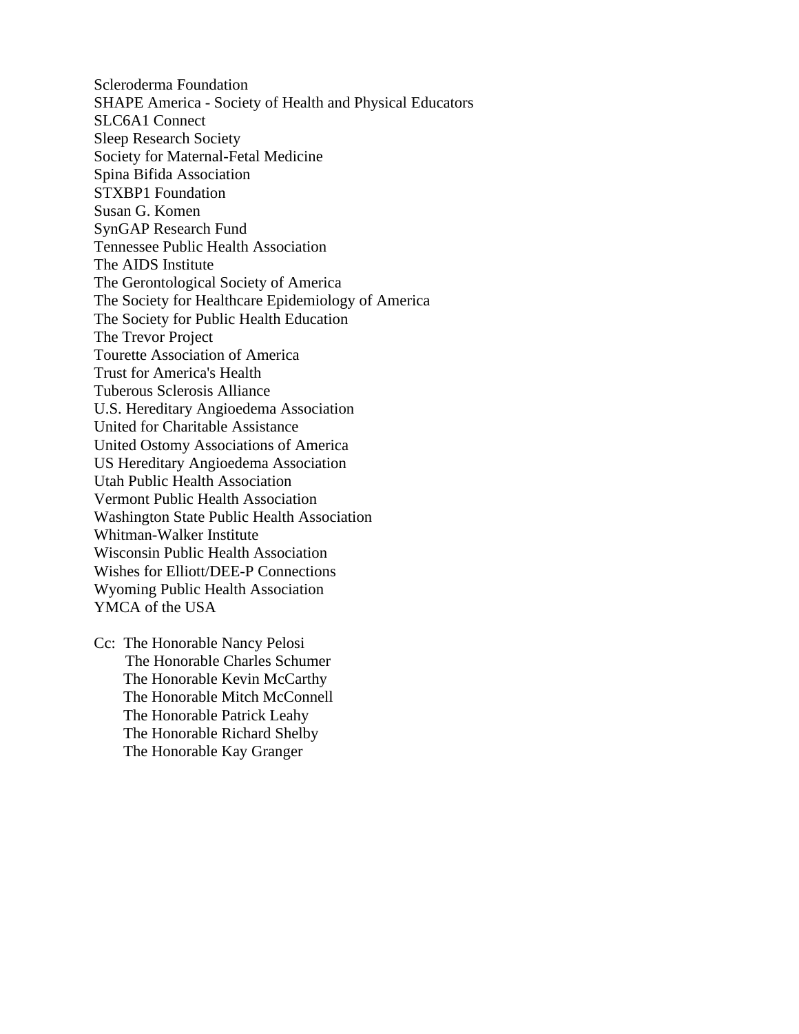Scleroderma Foundation  
SHAPE America - Society of Health and Physical Educators  
SLC6A1 Connect  
Sleep Research Society  
Society for Maternal-Fetal Medicine  
Spina Bifida Association  
STXBP1 Foundation  
Susan G. Komen  
SynGAP Research Fund  
Tennessee Public Health Association  
The AIDS Institute  
The Gerontological Society of America  
The Society for Healthcare Epidemiology of America  
The Society for Public Health Education  
The Trevor Project  
Tourette Association of America  
Trust for America's Health  
Tuberous Sclerosis Alliance  
U.S. Hereditary Angioedema Association  
United for Charitable Assistance  
United Ostomy Associations of America  
US Hereditary Angioedema Association  
Utah Public Health Association  
Vermont Public Health Association  
Washington State Public Health Association  
Whitman-Walker Institute  
Wisconsin Public Health Association  
Wishes for Elliott/DEE-P Connections  
Wyoming Public Health Association  
YMCA of the USA

Cc: The Honorable Nancy Pelosi  
The Honorable Charles Schumer  
The Honorable Kevin McCarthy  
The Honorable Mitch McConnell  
The Honorable Patrick Leahy  
The Honorable Richard Shelby  
The Honorable Kay Granger